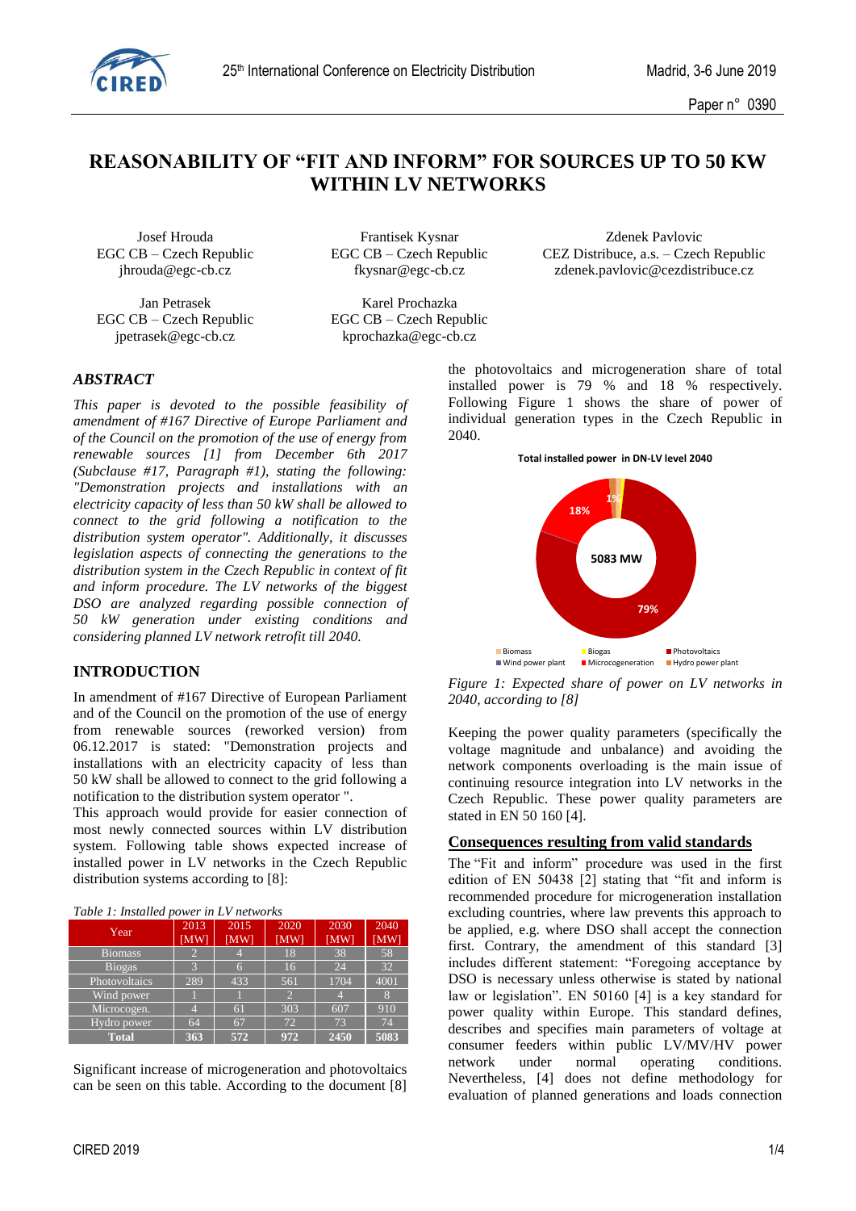# REASONABILITY OF "FIT AND INFORM" FOR SOURCES UP TO 50 KW WITHIN LV NETWORKS

Josef Hrouda
EGC CB – Czech Republic
jhrouda@egc-cb.cz

Frantisek Kysnar
EGC CB – Czech Republic
fkysnar@egc-cb.cz

Zdenek Pavlovic
CEZ Distribuce, a.s. – Czech Republic
zdenek.pavlovic@cezdistribuce.cz

Jan Petrasek
EGC CB – Czech Republic
jpetrasek@egc-cb.cz

Karel Prochazka
EGC CB – Czech Republic
kprochazka@egc-cb.cz

## ABSTRACT

*This paper is devoted to the possible feasibility of amendment of #167 Directive of Europe Parliament and of the Council on the promotion of the use of energy from renewable sources [1] from December 6th 2017 (Subclause #17, Paragraph #1), stating the following: "Demonstration projects and installations with an electricity capacity of less than 50 kW shall be allowed to connect to the grid following a notification to the distribution system operator". Additionally, it discusses legislation aspects of connecting the generations to the distribution system in the Czech Republic in context of fit and inform procedure. The LV networks of the biggest DSO are analyzed regarding possible connection of 50 kW generation under existing conditions and considering planned LV network retrofit till 2040.*

## INTRODUCTION

In amendment of #167 Directive of European Parliament and of the Council on the promotion of the use of energy from renewable sources (reworked version) from 06.12.2017 is stated: "Demonstration projects and installations with an electricity capacity of less than 50 kW shall be allowed to connect to the grid following a notification to the distribution system operator ".

This approach would provide for easier connection of most newly connected sources within LV distribution system. Following table shows expected increase of installed power in LV networks in the Czech Republic distribution systems according to [8]:

*Table 1: Installed power in LV networks*

| Year | 2013 [MW] | 2015 [MW] | 2020 [MW] | 2030 [MW] | 2040 [MW] |
|---|---|---|---|---|---|
| Biomass | 2 | 4 | 18 | 38 | 58 |
| Biogas | 3 | 6 | 16 | 24 | 32 |
| Photovoltaics | 289 | 433 | 561 | 1704 | 4001 |
| Wind power | 1 | 1 | 2 | 4 | 8 |
| Microcogen. | 4 | 61 | 303 | 607 | 910 |
| Hydro power | 64 | 67 | 72 | 73 | 74 |
| **Total** | **363** | **572** | **972** | **2450** | **5083** |

Significant increase of microgeneration and photovoltaics can be seen on this table. According to the document [8] the photovoltaics and microgeneration share of total installed power is 79 % and 18 % respectively. Following Figure 1 shows the share of power of individual generation types in the Czech Republic in 2040.

**Total installed power in DN-LV level 2040**

5083 MW — 79%, 18%, 1%

Biomass, Biogas, Photovoltaics, Wind power plant, Microcogeneration, Hydro power plant

*Figure 1: Expected share of power on LV networks in 2040, according to [8]*

Keeping the power quality parameters (specifically the voltage magnitude and unbalance) and avoiding the network components overloading is the main issue of continuing resource integration into LV networks in the Czech Republic. These power quality parameters are stated in EN 50 160 [4].

### Consequences resulting from valid standards

The "Fit and inform" procedure was used in the first edition of EN 50438 [2] stating that "fit and inform is recommended procedure for microgeneration installation excluding countries, where law prevents this approach to be applied, e.g. where DSO shall accept the connection first. Contrary, the amendment of this standard [3] includes different statement: "Foregoing acceptance by DSO is necessary unless otherwise is stated by national law or legislation". EN 50160 [4] is a key standard for power quality within Europe. This standard defines, describes and specifies main parameters of voltage at consumer feeders within public LV/MV/HV power network under normal operating conditions. Nevertheless, [4] does not define methodology for evaluation of planned generations and loads connection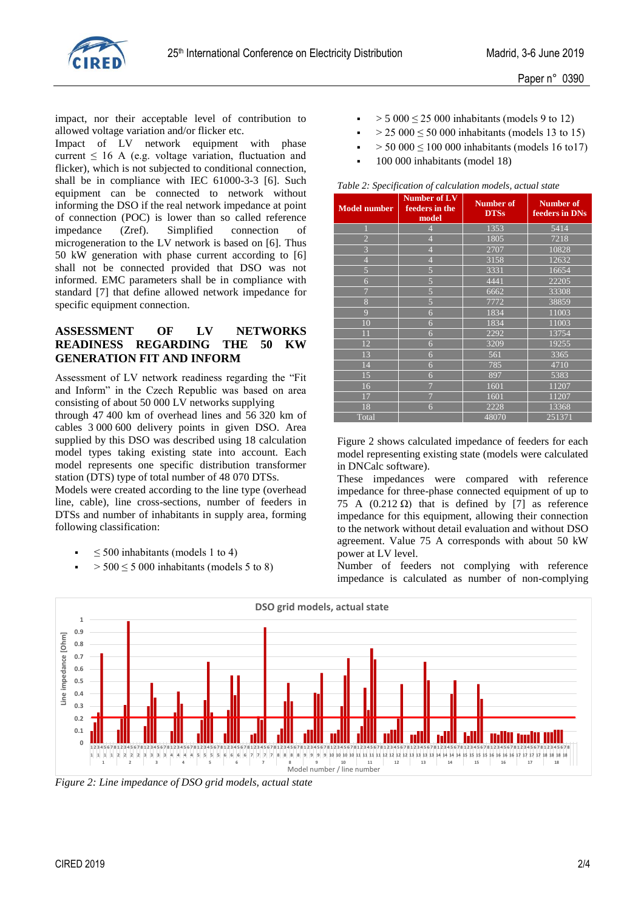impact, nor their acceptable level of contribution to allowed voltage variation and/or flicker etc.

Impact of LV network equipment with phase current ≤ 16 A (e.g. voltage variation, fluctuation and flicker), which is not subjected to conditional connection, shall be in compliance with IEC 61000-3-3 [6]. Such equipment can be connected to network without informing the DSO if the real network impedance at point of connection (POC) is lower than so called reference impedance (Zref). Simplified connection of microgeneration to the LV network is based on [6]. Thus 50 kW generation with phase current according to [6] shall not be connected provided that DSO was not informed. EMC parameters shall be in compliance with standard [7] that define allowed network impedance for specific equipment connection.

## ASSESSMENT OF LV NETWORKS READINESS REGARDING THE 50 KW GENERATION FIT AND INFORM

Assessment of LV network readiness regarding the "Fit and Inform" in the Czech Republic was based on area consisting of about 50 000 LV networks supplying through 47 400 km of overhead lines and 56 320 km of cables 3 000 600 delivery points in given DSO. Area supplied by this DSO was described using 18 calculation model types taking existing state into account. Each model represents one specific distribution transformer station (DTS) type of total number of 48 070 DTSs.

Models were created according to the line type (overhead line, cable), line cross-sections, number of feeders in DTSs and number of inhabitants in supply area, forming following classification:

- ≤ 500 inhabitants (models 1 to 4)
- > 500 ≤ 5 000 inhabitants (models 5 to 8)
- > 5 000 ≤ 25 000 inhabitants (models 9 to 12)
- > 25 000 ≤ 50 000 inhabitants (models 13 to 15)
- > 50 000 ≤ 100 000 inhabitants (models 16 to17)
- 100 000 inhabitants (model 18)

*Table 2: Specification of calculation models, actual state*

| Model number | Number of LV feeders in the model | Number of DTSs | Number of feeders in DNs |
|---|---|---|---|
| 1 | 4 | 1353 | 5414 |
| 2 | 4 | 1805 | 7218 |
| 3 | 4 | 2707 | 10828 |
| 4 | 4 | 3158 | 12632 |
| 5 | 5 | 3331 | 16654 |
| 6 | 5 | 4441 | 22205 |
| 7 | 5 | 6662 | 33308 |
| 8 | 5 | 7772 | 38859 |
| 9 | 6 | 1834 | 11003 |
| 10 | 6 | 1834 | 11003 |
| 11 | 6 | 2292 | 13754 |
| 12 | 6 | 3209 | 19255 |
| 13 | 6 | 561 | 3365 |
| 14 | 6 | 785 | 4710 |
| 15 | 6 | 897 | 5383 |
| 16 | 7 | 1601 | 11207 |
| 17 | 7 | 1601 | 11207 |
| 18 | 6 | 2228 | 13368 |
| Total | | 48070 | 251371 |

Figure 2 shows calculated impedance of feeders for each model representing existing state (models were calculated in DNCalc software).

These impedances were compared with reference impedance for three-phase connected equipment of up to 75 A (0.212 Ω) that is defined by [7] as reference impedance for this equipment, allowing their connection to the network without detail evaluation and without DSO agreement. Value 75 A corresponds with about 50 kW power at LV level.

Number of feeders not complying with reference impedance is calculated as number of non-complying

*Figure 2: Line impedance of DSO grid models, actual state*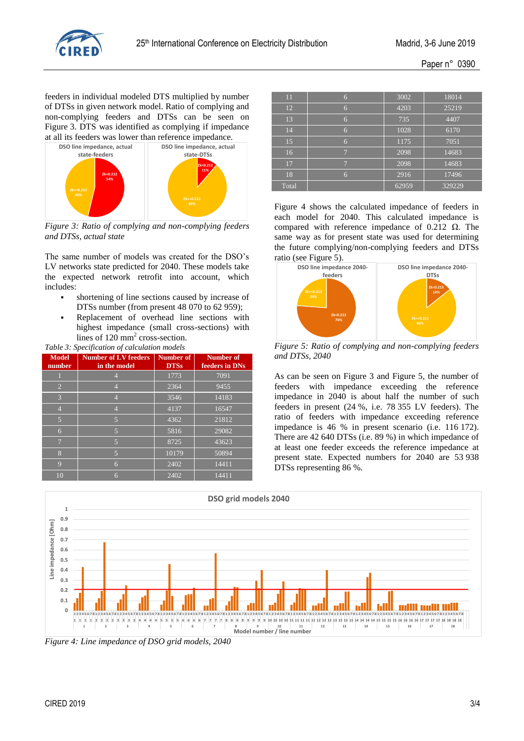feeders in individual modeled DTS multiplied by number of DTSs in given network model. Ratio of complying and non-complying feeders and DTSs can be seen on Figure 3. DTS was identified as complying if impedance at all its feeders was lower than reference impedance.

*Figure 3: Ratio of complying and non-complying feeders and DTSs, actual state*

The same number of models was created for the DSO's LV networks state predicted for 2040. These models take the expected network retrofit into account, which includes:

- shortening of line sections caused by increase of DTSs number (from present 48 070 to 62 959);
- Replacement of overhead line sections with highest impedance (small cross-sections) with lines of 120 mm$^2$ cross-section.

*Table 3: Specification of calculation models*

| Model number | Number of LV feeders in the model | Number of DTSs | Number of feeders in DNs |
|---|---|---|---|
| 1 | 4 | 1773 | 7091 |
| 2 | 4 | 2364 | 9455 |
| 3 | 4 | 3546 | 14183 |
| 4 | 4 | 4137 | 16547 |
| 5 | 5 | 4362 | 21812 |
| 6 | 5 | 5816 | 29082 |
| 7 | 5 | 8725 | 43623 |
| 8 | 5 | 10179 | 50894 |
| 9 | 6 | 2402 | 14411 |
| 10 | 6 | 2402 | 14411 |
| 11 | 6 | 3002 | 18014 |
| 12 | 6 | 4203 | 25219 |
| 13 | 6 | 735 | 4407 |
| 14 | 6 | 1028 | 6170 |
| 15 | 6 | 1175 | 7051 |
| 16 | 7 | 2098 | 14683 |
| 17 | 7 | 2098 | 14683 |
| 18 | 6 | 2916 | 17496 |
| Total | | 62959 | 329229 |

Figure 4 shows the calculated impedance of feeders in each model for 2040. This calculated impedance is compared with reference impedance of 0.212 Ω. The same way as for present state was used for determining the future complying/non-complying feeders and DTSs ratio (see Figure 5).

*Figure 5: Ratio of complying and non-complying feeders and DTSs, 2040*

As can be seen on Figure 3 and Figure 5, the number of feeders with impedance exceeding the reference impedance in 2040 is about half the number of such feeders in present (24 %, i.e. 78 355 LV feeders). The ratio of feeders with impedance exceeding reference impedance is 46 % in present scenario (i.e. 116 172). There are 42 640 DTSs (i.e. 89 %) in which impedance of at least one feeder exceeds the reference impedance at present state. Expected numbers for 2040 are 53 938 DTSs representing 86 %.

*Figure 4: Line impedance of DSO grid models, 2040*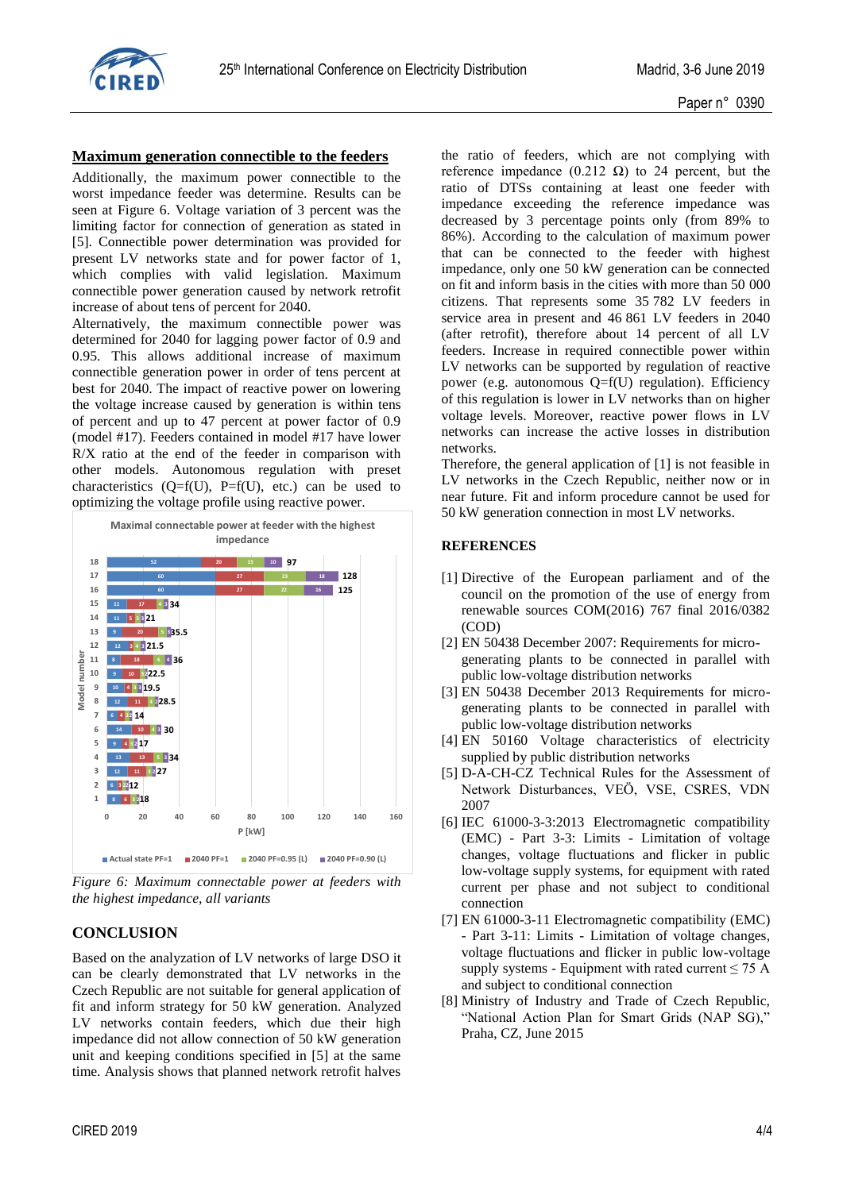## Maximum generation connectible to the feeders

Additionally, the maximum power connectible to the worst impedance feeder was determine. Results can be seen at Figure 6. Voltage variation of 3 percent was the limiting factor for connection of generation as stated in [5]. Connectible power determination was provided for present LV networks state and for power factor of 1, which complies with valid legislation. Maximum connectible power generation caused by network retrofit increase of about tens of percent for 2040.

Alternatively, the maximum connectible power was determined for 2040 for lagging power factor of 0.9 and 0.95. This allows additional increase of maximum connectible generation power in order of tens percent at best for 2040. The impact of reactive power on lowering the voltage increase caused by generation is within tens of percent and up to 47 percent at power factor of 0.9 (model #17). Feeders contained in model #17 have lower R/X ratio at the end of the feeder in comparison with other models. Autonomous regulation with preset characteristics (Q=f(U), P=f(U), etc.) can be used to optimizing the voltage profile using reactive power.

Maximal connectable power at feeder with the highest impedance

Model number

P [kW]

0 20 40 60 80 100 120 140 160

■ Actual state PF=1 ■ 2040 PF=1 ■ 2040 PF=0.95 (L) ■ 2040 PF=0.90 (L)

*Figure 6: Maximum connectable power at feeders with the highest impedance, all variants*

## CONCLUSION

Based on the analyzation of LV networks of large DSO it can be clearly demonstrated that LV networks in the Czech Republic are not suitable for general application of fit and inform strategy for 50 kW generation. Analyzed LV networks contain feeders, which due their high impedance did not allow connection of 50 kW generation unit and keeping conditions specified in [5] at the same time. Analysis shows that planned network retrofit halves the ratio of feeders, which are not complying with reference impedance (0.212 Ω) to 24 percent, but the ratio of DTSs containing at least one feeder with impedance exceeding the reference impedance was decreased by 3 percentage points only (from 89% to 86%). According to the calculation of maximum power that can be connected to the feeder with highest impedance, only one 50 kW generation can be connected on fit and inform basis in the cities with more than 50 000 citizens. That represents some 35 782 LV feeders in service area in present and 46 861 LV feeders in 2040 (after retrofit), therefore about 14 percent of all LV feeders. Increase in required connectible power within LV networks can be supported by regulation of reactive power (e.g. autonomous Q=f(U) regulation). Efficiency of this regulation is lower in LV networks than on higher voltage levels. Moreover, reactive power flows in LV networks can increase the active losses in distribution networks.

Therefore, the general application of [1] is not feasible in LV networks in the Czech Republic, neither now or in near future. Fit and inform procedure cannot be used for 50 kW generation connection in most LV networks.

## REFERENCES

[1] Directive of the European parliament and of the council on the promotion of the use of energy from renewable sources COM(2016) 767 final 2016/0382 (COD)

[2] EN 50438 December 2007: Requirements for micro-generating plants to be connected in parallel with public low-voltage distribution networks

[3] EN 50438 December 2013 Requirements for micro-generating plants to be connected in parallel with public low-voltage distribution networks

[4] EN 50160 Voltage characteristics of electricity supplied by public distribution networks

[5] D-A-CH-CZ Technical Rules for the Assessment of Network Disturbances, VEÖ, VSE, CSRES, VDN 2007

[6] IEC 61000-3-3:2013 Electromagnetic compatibility (EMC) - Part 3-3: Limits - Limitation of voltage changes, voltage fluctuations and flicker in public low-voltage supply systems, for equipment with rated current per phase and not subject to conditional connection

[7] EN 61000-3-11 Electromagnetic compatibility (EMC) - Part 3-11: Limits - Limitation of voltage changes, voltage fluctuations and flicker in public low-voltage supply systems - Equipment with rated current ≤ 75 A and subject to conditional connection

[8] Ministry of Industry and Trade of Czech Republic, "National Action Plan for Smart Grids (NAP SG)," Praha, CZ, June 2015